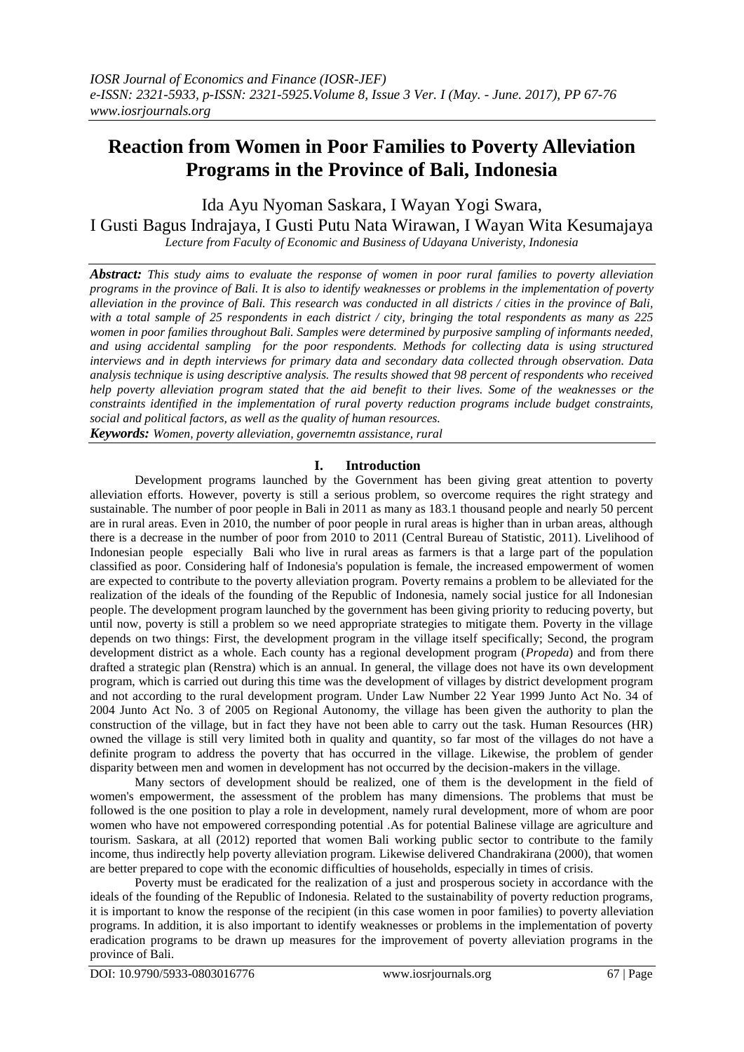# Reaction from Women in Poor Families to Poverty Alleviation Programs in the Province of Bali, Indonesia

Ida Ayu Nyoman Saskara, I Wayan Yogi Swara,
I Gusti Bagus Indrajaya, I Gusti Putu Nata Wirawan, I Wayan Wita Kesumajaya

*Lecture from Faculty of Economic and Business of Udayana Univeristy, Indonesia*

***Abstract:*** *This study aims to evaluate the response of women in poor rural families to poverty alleviation programs in the province of Bali. It is also to identify weaknesses or problems in the implementation of poverty alleviation in the province of Bali. This research was conducted in all districts / cities in the province of Bali, with a total sample of 25 respondents in each district / city, bringing the total respondents as many as 225 women in poor families throughout Bali. Samples were determined by purposive sampling of informants needed, and using accidental sampling for the poor respondents. Methods for collecting data is using structured interviews and in depth interviews for primary data and secondary data collected through observation. Data analysis technique is using descriptive analysis. The results showed that 98 percent of respondents who received help poverty alleviation program stated that the aid benefit to their lives. Some of the weaknesses or the constraints identified in the implementation of rural poverty reduction programs include budget constraints, social and political factors, as well as the quality of human resources.*

***Keywords:*** *Women, poverty alleviation, governemtn assistance, rural*

## I. Introduction

Development programs launched by the Government has been giving great attention to poverty alleviation efforts. However, poverty is still a serious problem, so overcome requires the right strategy and sustainable. The number of poor people in Bali in 2011 as many as 183.1 thousand people and nearly 50 percent are in rural areas. Even in 2010, the number of poor people in rural areas is higher than in urban areas, although there is a decrease in the number of poor from 2010 to 2011 (Central Bureau of Statistic, 2011). Livelihood of Indonesian people especially Bali who live in rural areas as farmers is that a large part of the population classified as poor. Considering half of Indonesia's population is female, the increased empowerment of women are expected to contribute to the poverty alleviation program. Poverty remains a problem to be alleviated for the realization of the ideals of the founding of the Republic of Indonesia, namely social justice for all Indonesian people. The development program launched by the government has been giving priority to reducing poverty, but until now, poverty is still a problem so we need appropriate strategies to mitigate them. Poverty in the village depends on two things: First, the development program in the village itself specifically; Second, the program development district as a whole. Each county has a regional development program (*Propeda*) and from there drafted a strategic plan (Renstra) which is an annual. In general, the village does not have its own development program, which is carried out during this time was the development of villages by district development program and not according to the rural development program. Under Law Number 22 Year 1999 Junto Act No. 34 of 2004 Junto Act No. 3 of 2005 on Regional Autonomy, the village has been given the authority to plan the construction of the village, but in fact they have not been able to carry out the task. Human Resources (HR) owned the village is still very limited both in quality and quantity, so far most of the villages do not have a definite program to address the poverty that has occurred in the village. Likewise, the problem of gender disparity between men and women in development has not occurred by the decision-makers in the village.

Many sectors of development should be realized, one of them is the development in the field of women's empowerment, the assessment of the problem has many dimensions. The problems that must be followed is the one position to play a role in development, namely rural development, more of whom are poor women who have not empowered corresponding potential .As for potential Balinese village are agriculture and tourism. Saskara, at all (2012) reported that women Bali working public sector to contribute to the family income, thus indirectly help poverty alleviation program. Likewise delivered Chandrakirana (2000), that women are better prepared to cope with the economic difficulties of households, especially in times of crisis.

Poverty must be eradicated for the realization of a just and prosperous society in accordance with the ideals of the founding of the Republic of Indonesia. Related to the sustainability of poverty reduction programs, it is important to know the response of the recipient (in this case women in poor families) to poverty alleviation programs. In addition, it is also important to identify weaknesses or problems in the implementation of poverty eradication programs to be drawn up measures for the improvement of poverty alleviation programs in the province of Bali.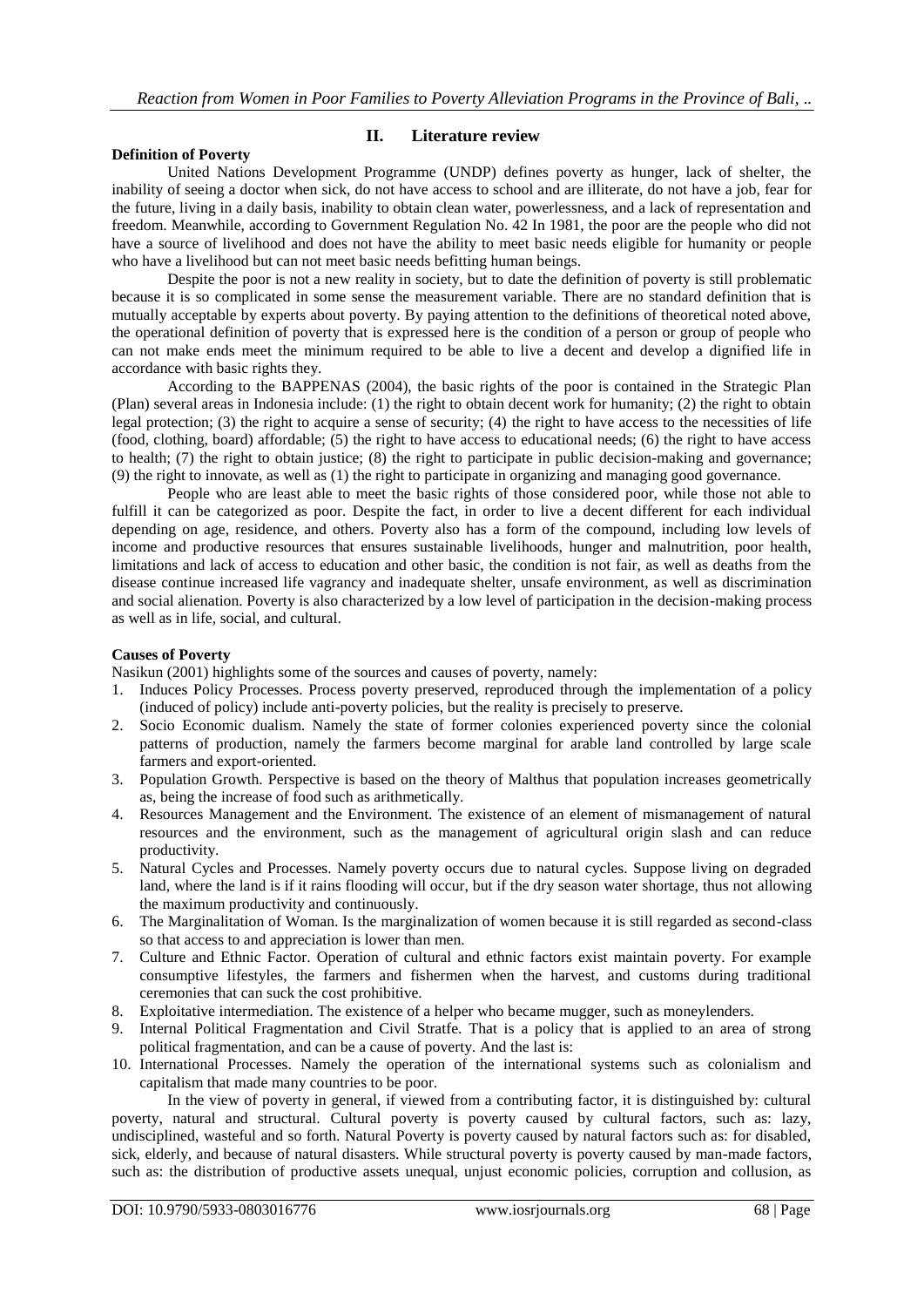## II. Literature review

### Definition of Poverty

United Nations Development Programme (UNDP) defines poverty as hunger, lack of shelter, the inability of seeing a doctor when sick, do not have access to school and are illiterate, do not have a job, fear for the future, living in a daily basis, inability to obtain clean water, powerlessness, and a lack of representation and freedom. Meanwhile, according to Government Regulation No. 42 In 1981, the poor are the people who did not have a source of livelihood and does not have the ability to meet basic needs eligible for humanity or people who have a livelihood but can not meet basic needs befitting human beings.

Despite the poor is not a new reality in society, but to date the definition of poverty is still problematic because it is so complicated in some sense the measurement variable. There are no standard definition that is mutually acceptable by experts about poverty. By paying attention to the definitions of theoretical noted above, the operational definition of poverty that is expressed here is the condition of a person or group of people who can not make ends meet the minimum required to be able to live a decent and develop a dignified life in accordance with basic rights they.

According to the BAPPENAS (2004), the basic rights of the poor is contained in the Strategic Plan (Plan) several areas in Indonesia include: (1) the right to obtain decent work for humanity; (2) the right to obtain legal protection; (3) the right to acquire a sense of security; (4) the right to have access to the necessities of life (food, clothing, board) affordable; (5) the right to have access to educational needs; (6) the right to have access to health; (7) the right to obtain justice; (8) the right to participate in public decision-making and governance; (9) the right to innovate, as well as (1) the right to participate in organizing and managing good governance.

People who are least able to meet the basic rights of those considered poor, while those not able to fulfill it can be categorized as poor. Despite the fact, in order to live a decent different for each individual depending on age, residence, and others. Poverty also has a form of the compound, including low levels of income and productive resources that ensures sustainable livelihoods, hunger and malnutrition, poor health, limitations and lack of access to education and other basic, the condition is not fair, as well as deaths from the disease continue increased life vagrancy and inadequate shelter, unsafe environment, as well as discrimination and social alienation. Poverty is also characterized by a low level of participation in the decision-making process as well as in life, social, and cultural.

### Causes of Poverty

Nasikun (2001) highlights some of the sources and causes of poverty, namely:

1. Induces Policy Processes. Process poverty preserved, reproduced through the implementation of a policy (induced of policy) include anti-poverty policies, but the reality is precisely to preserve.
2. Socio Economic dualism. Namely the state of former colonies experienced poverty since the colonial patterns of production, namely the farmers become marginal for arable land controlled by large scale farmers and export-oriented.
3. Population Growth. Perspective is based on the theory of Malthus that population increases geometrically as, being the increase of food such as arithmetically.
4. Resources Management and the Environment. The existence of an element of mismanagement of natural resources and the environment, such as the management of agricultural origin slash and can reduce productivity.
5. Natural Cycles and Processes. Namely poverty occurs due to natural cycles. Suppose living on degraded land, where the land is if it rains flooding will occur, but if the dry season water shortage, thus not allowing the maximum productivity and continuously.
6. The Marginalitation of Woman. Is the marginalization of women because it is still regarded as second-class so that access to and appreciation is lower than men.
7. Culture and Ethnic Factor. Operation of cultural and ethnic factors exist maintain poverty. For example consumptive lifestyles, the farmers and fishermen when the harvest, and customs during traditional ceremonies that can suck the cost prohibitive.
8. Exploitative intermediation. The existence of a helper who became mugger, such as moneylenders.
9. Internal Political Fragmentation and Civil Stratfe. That is a policy that is applied to an area of strong political fragmentation, and can be a cause of poverty. And the last is:
10. International Processes. Namely the operation of the international systems such as colonialism and capitalism that made many countries to be poor.

In the view of poverty in general, if viewed from a contributing factor, it is distinguished by: cultural poverty, natural and structural. Cultural poverty is poverty caused by cultural factors, such as: lazy, undisciplined, wasteful and so forth. Natural Poverty is poverty caused by natural factors such as: for disabled, sick, elderly, and because of natural disasters. While structural poverty is poverty caused by man-made factors, such as: the distribution of productive assets unequal, unjust economic policies, corruption and collusion, as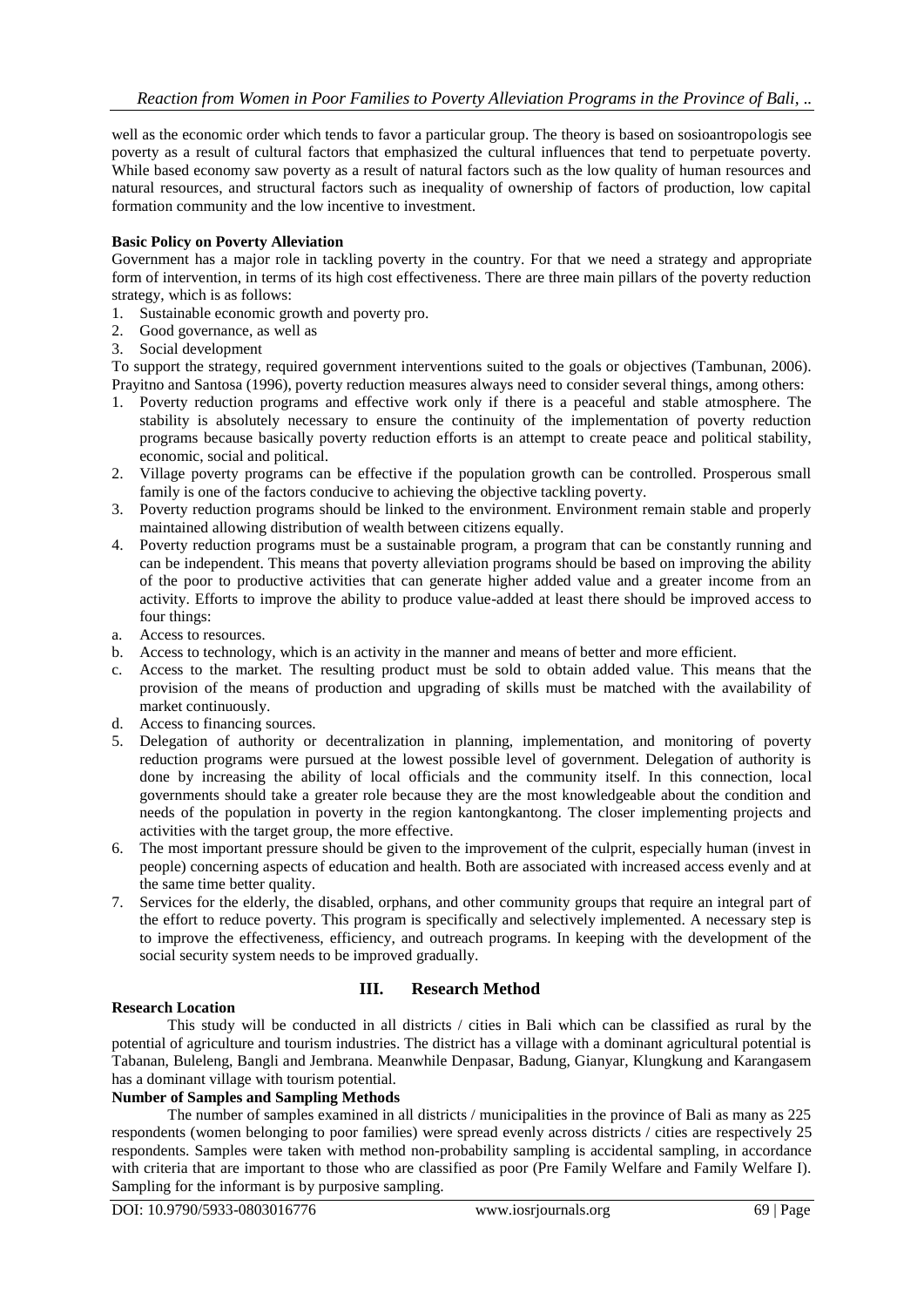well as the economic order which tends to favor a particular group. The theory is based on sosioantropologis see poverty as a result of cultural factors that emphasized the cultural influences that tend to perpetuate poverty. While based economy saw poverty as a result of natural factors such as the low quality of human resources and natural resources, and structural factors such as inequality of ownership of factors of production, low capital formation community and the low incentive to investment.

**Basic Policy on Poverty Alleviation**

Government has a major role in tackling poverty in the country. For that we need a strategy and appropriate form of intervention, in terms of its high cost effectiveness. There are three main pillars of the poverty reduction strategy, which is as follows:

1. Sustainable economic growth and poverty pro.
2. Good governance, as well as
3. Social development

To support the strategy, required government interventions suited to the goals or objectives (Tambunan, 2006). Prayitno and Santosa (1996), poverty reduction measures always need to consider several things, among others:

1. Poverty reduction programs and effective work only if there is a peaceful and stable atmosphere. The stability is absolutely necessary to ensure the continuity of the implementation of poverty reduction programs because basically poverty reduction efforts is an attempt to create peace and political stability, economic, social and political.
2. Village poverty programs can be effective if the population growth can be controlled. Prosperous small family is one of the factors conducive to achieving the objective tackling poverty.
3. Poverty reduction programs should be linked to the environment. Environment remain stable and properly maintained allowing distribution of wealth between citizens equally.
4. Poverty reduction programs must be a sustainable program, a program that can be constantly running and can be independent. This means that poverty alleviation programs should be based on improving the ability of the poor to productive activities that can generate higher added value and a greater income from an activity. Efforts to improve the ability to produce value-added at least there should be improved access to four things:
   a. Access to resources.
   b. Access to technology, which is an activity in the manner and means of better and more efficient.
   c. Access to the market. The resulting product must be sold to obtain added value. This means that the provision of the means of production and upgrading of skills must be matched with the availability of market continuously.
   d. Access to financing sources.
5. Delegation of authority or decentralization in planning, implementation, and monitoring of poverty reduction programs were pursued at the lowest possible level of government. Delegation of authority is done by increasing the ability of local officials and the community itself. In this connection, local governments should take a greater role because they are the most knowledgeable about the condition and needs of the population in poverty in the region kantongkantong. The closer implementing projects and activities with the target group, the more effective.
6. The most important pressure should be given to the improvement of the culprit, especially human (invest in people) concerning aspects of education and health. Both are associated with increased access evenly and at the same time better quality.
7. Services for the elderly, the disabled, orphans, and other community groups that require an integral part of the effort to reduce poverty. This program is specifically and selectively implemented. A necessary step is to improve the effectiveness, efficiency, and outreach programs. In keeping with the development of the social security system needs to be improved gradually.

## III. Research Method

**Research Location**

This study will be conducted in all districts / cities in Bali which can be classified as rural by the potential of agriculture and tourism industries. The district has a village with a dominant agricultural potential is Tabanan, Buleleng, Bangli and Jembrana. Meanwhile Denpasar, Badung, Gianyar, Klungkung and Karangasem has a dominant village with tourism potential.

**Number of Samples and Sampling Methods**

The number of samples examined in all districts / municipalities in the province of Bali as many as 225 respondents (women belonging to poor families) were spread evenly across districts / cities are respectively 25 respondents. Samples were taken with method non-probability sampling is accidental sampling, in accordance with criteria that are important to those who are classified as poor (Pre Family Welfare and Family Welfare I). Sampling for the informant is by purposive sampling.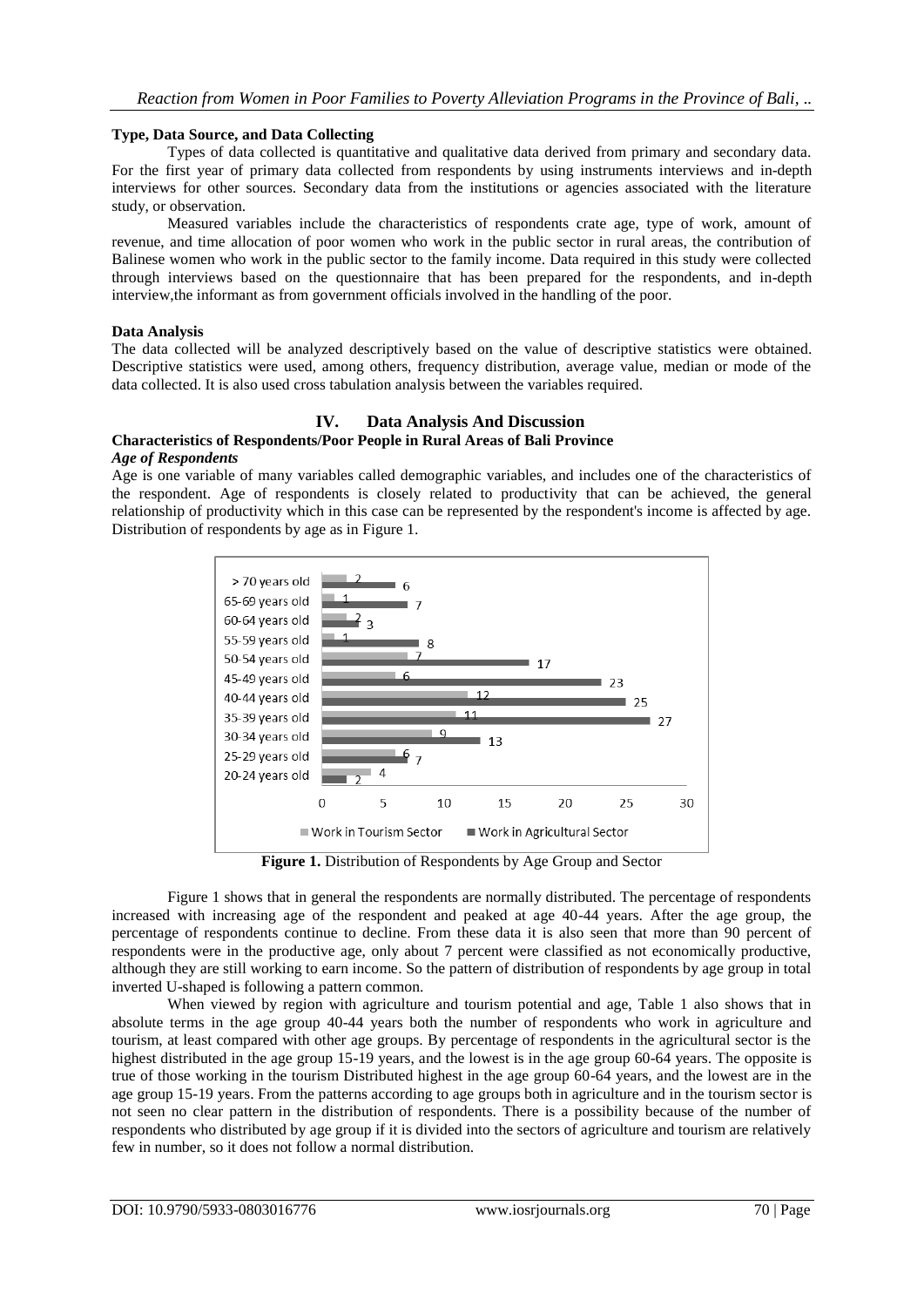### Type, Data Source, and Data Collecting

Types of data collected is quantitative and qualitative data derived from primary and secondary data. For the first year of primary data collected from respondents by using instruments interviews and in-depth interviews for other sources. Secondary data from the institutions or agencies associated with the literature study, or observation.

Measured variables include the characteristics of respondents crate age, type of work, amount of revenue, and time allocation of poor women who work in the public sector in rural areas, the contribution of Balinese women who work in the public sector to the family income. Data required in this study were collected through interviews based on the questionnaire that has been prepared for the respondents, and in-depth interview,the informant as from government officials involved in the handling of the poor.

### Data Analysis

The data collected will be analyzed descriptively based on the value of descriptive statistics were obtained. Descriptive statistics were used, among others, frequency distribution, average value, median or mode of the data collected. It is also used cross tabulation analysis between the variables required.

## IV. Data Analysis And Discussion

### Characteristics of Respondents/Poor People in Rural Areas of Bali Province

#### *Age of Respondents*

Age is one variable of many variables called demographic variables, and includes one of the characteristics of the respondent. Age of respondents is closely related to productivity that can be achieved, the general relationship of productivity which in this case can be represented by the respondent's income is affected by age. Distribution of respondents by age as in Figure 1.

| Age group | Work in Tourism Sector | Work in Agricultural Sector |
|---|---|---|
| > 70 years old | 2 | 6 |
| 65-69 years old | 1 | 7 |
| 60-64 years old | 2 | 3 |
| 55-59 years old | 1 | 8 |
| 50-54 years old | 7 | 17 |
| 45-49 years old | 6 | 23 |
| 40-44 years old | 12 | 25 |
| 35-39 years old | 11 | 27 |
| 30-34 years old | 9 | 13 |
| 25-29 years old | 6 | 7 |
| 20-24 years old | 4 | 2 |

**Figure 1.** Distribution of Respondents by Age Group and Sector

Figure 1 shows that in general the respondents are normally distributed. The percentage of respondents increased with increasing age of the respondent and peaked at age 40-44 years. After the age group, the percentage of respondents continue to decline. From these data it is also seen that more than 90 percent of respondents were in the productive age, only about 7 percent were classified as not economically productive, although they are still working to earn income. So the pattern of distribution of respondents by age group in total inverted U-shaped is following a pattern common.

When viewed by region with agriculture and tourism potential and age, Table 1 also shows that in absolute terms in the age group 40-44 years both the number of respondents who work in agriculture and tourism, at least compared with other age groups. By percentage of respondents in the agricultural sector is the highest distributed in the age group 15-19 years, and the lowest is in the age group 60-64 years. The opposite is true of those working in the tourism Distributed highest in the age group 60-64 years, and the lowest are in the age group 15-19 years. From the patterns according to age groups both in agriculture and in the tourism sector is not seen no clear pattern in the distribution of respondents. There is a possibility because of the number of respondents who distributed by age group if it is divided into the sectors of agriculture and tourism are relatively few in number, so it does not follow a normal distribution.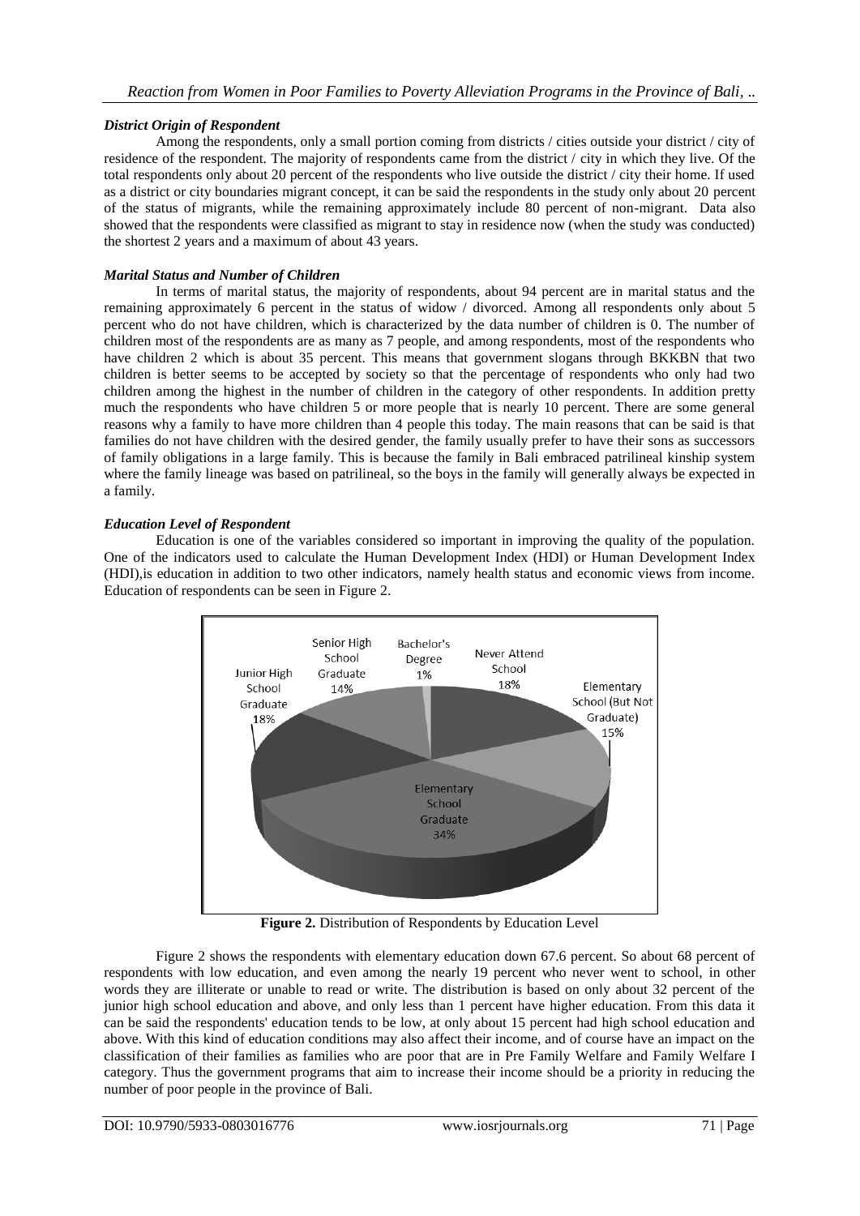### *District Origin of Respondent*

Among the respondents, only a small portion coming from districts / cities outside your district / city of residence of the respondent. The majority of respondents came from the district / city in which they live. Of the total respondents only about 20 percent of the respondents who live outside the district / city their home. If used as a district or city boundaries migrant concept, it can be said the respondents in the study only about 20 percent of the status of migrants, while the remaining approximately include 80 percent of non-migrant. Data also showed that the respondents were classified as migrant to stay in residence now (when the study was conducted) the shortest 2 years and a maximum of about 43 years.

### *Marital Status and Number of Children*

In terms of marital status, the majority of respondents, about 94 percent are in marital status and the remaining approximately 6 percent in the status of widow / divorced. Among all respondents only about 5 percent who do not have children, which is characterized by the data number of children is 0. The number of children most of the respondents are as many as 7 people, and among respondents, most of the respondents who have children 2 which is about 35 percent. This means that government slogans through BKKBN that two children is better seems to be accepted by society so that the percentage of respondents who only had two children among the highest in the number of children in the category of other respondents. In addition pretty much the respondents who have children 5 or more people that is nearly 10 percent. There are some general reasons why a family to have more children than 4 people this today. The main reasons that can be said is that families do not have children with the desired gender, the family usually prefer to have their sons as successors of family obligations in a large family. This is because the family in Bali embraced patrilineal kinship system where the family lineage was based on patrilineal, so the boys in the family will generally always be expected in a family.

### *Education Level of Respondent*

Education is one of the variables considered so important in improving the quality of the population. One of the indicators used to calculate the Human Development Index (HDI) or Human Development Index (HDI),is education in addition to two other indicators, namely health status and economic views from income. Education of respondents can be seen in Figure 2.

| Education Level | Percentage |
|---|---|
| Never Attend School | 18% |
| Elementary School (But Not Graduate) | 15% |
| Elementary School Graduate | 34% |
| Junior High School Graduate | 18% |
| Senior High School Graduate | 14% |
| Bachelor's Degree | 1% |

**Figure 2.** Distribution of Respondents by Education Level

Figure 2 shows the respondents with elementary education down 67.6 percent. So about 68 percent of respondents with low education, and even among the nearly 19 percent who never went to school, in other words they are illiterate or unable to read or write. The distribution is based on only about 32 percent of the junior high school education and above, and only less than 1 percent have higher education. From this data it can be said the respondents' education tends to be low, at only about 15 percent had high school education and above. With this kind of education conditions may also affect their income, and of course have an impact on the classification of their families as families who are poor that are in Pre Family Welfare and Family Welfare I category. Thus the government programs that aim to increase their income should be a priority in reducing the number of poor people in the province of Bali.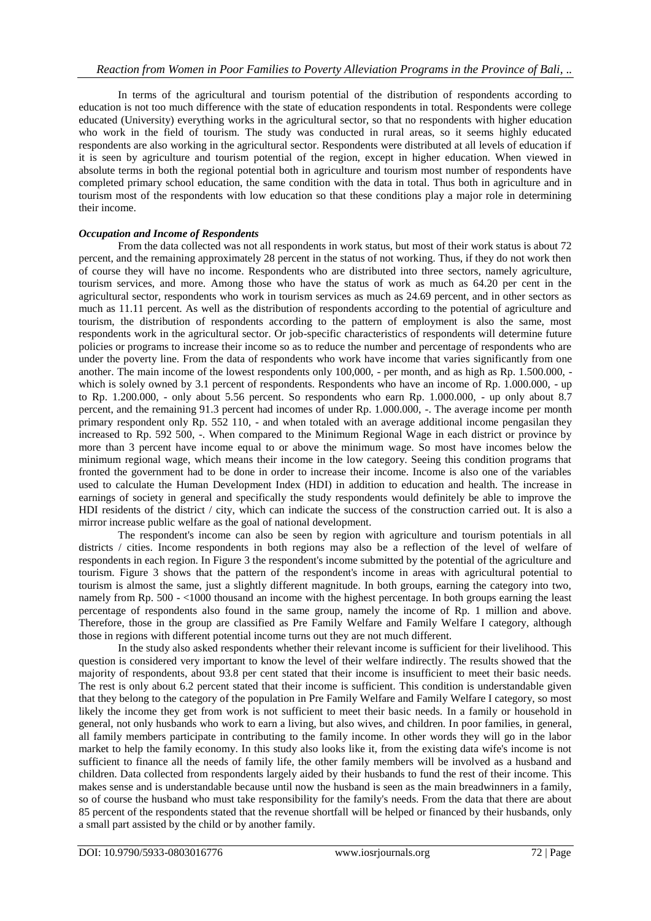In terms of the agricultural and tourism potential of the distribution of respondents according to education is not too much difference with the state of education respondents in total. Respondents were college educated (University) everything works in the agricultural sector, so that no respondents with higher education who work in the field of tourism. The study was conducted in rural areas, so it seems highly educated respondents are also working in the agricultural sector. Respondents were distributed at all levels of education if it is seen by agriculture and tourism potential of the region, except in higher education. When viewed in absolute terms in both the regional potential both in agriculture and tourism most number of respondents have completed primary school education, the same condition with the data in total. Thus both in agriculture and in tourism most of the respondents with low education so that these conditions play a major role in determining their income.

#### *Occupation and Income of Respondents*

From the data collected was not all respondents in work status, but most of their work status is about 72 percent, and the remaining approximately 28 percent in the status of not working. Thus, if they do not work then of course they will have no income. Respondents who are distributed into three sectors, namely agriculture, tourism services, and more. Among those who have the status of work as much as 64.20 per cent in the agricultural sector, respondents who work in tourism services as much as 24.69 percent, and in other sectors as much as 11.11 percent. As well as the distribution of respondents according to the potential of agriculture and tourism, the distribution of respondents according to the pattern of employment is also the same, most respondents work in the agricultural sector. Or job-specific characteristics of respondents will determine future policies or programs to increase their income so as to reduce the number and percentage of respondents who are under the poverty line. From the data of respondents who work have income that varies significantly from one another. The main income of the lowest respondents only 100,000, - per month, and as high as Rp. 1.500.000, - which is solely owned by 3.1 percent of respondents. Respondents who have an income of Rp. 1.000.000, - up to Rp. 1.200.000, - only about 5.56 percent. So respondents who earn Rp. 1.000.000, - up only about 8.7 percent, and the remaining 91.3 percent had incomes of under Rp. 1.000.000, -. The average income per month primary respondent only Rp. 552 110, - and when totaled with an average additional income pengasilan they increased to Rp. 592 500, -. When compared to the Minimum Regional Wage in each district or province by more than 3 percent have income equal to or above the minimum wage. So most have incomes below the minimum regional wage, which means their income in the low category. Seeing this condition programs that fronted the government had to be done in order to increase their income. Income is also one of the variables used to calculate the Human Development Index (HDI) in addition to education and health. The increase in earnings of society in general and specifically the study respondents would definitely be able to improve the HDI residents of the district / city, which can indicate the success of the construction carried out. It is also a mirror increase public welfare as the goal of national development.

The respondent's income can also be seen by region with agriculture and tourism potentials in all districts / cities. Income respondents in both regions may also be a reflection of the level of welfare of respondents in each region. In Figure 3 the respondent's income submitted by the potential of the agriculture and tourism. Figure 3 shows that the pattern of the respondent's income in areas with agricultural potential to tourism is almost the same, just a slightly different magnitude. In both groups, earning the category into two, namely from Rp. 500 - <1000 thousand an income with the highest percentage. In both groups earning the least percentage of respondents also found in the same group, namely the income of Rp. 1 million and above. Therefore, those in the group are classified as Pre Family Welfare and Family Welfare I category, although those in regions with different potential income turns out they are not much different.

In the study also asked respondents whether their relevant income is sufficient for their livelihood. This question is considered very important to know the level of their welfare indirectly. The results showed that the majority of respondents, about 93.8 per cent stated that their income is insufficient to meet their basic needs. The rest is only about 6.2 percent stated that their income is sufficient. This condition is understandable given that they belong to the category of the population in Pre Family Welfare and Family Welfare I category, so most likely the income they get from work is not sufficient to meet their basic needs. In a family or household in general, not only husbands who work to earn a living, but also wives, and children. In poor families, in general, all family members participate in contributing to the family income. In other words they will go in the labor market to help the family economy. In this study also looks like it, from the existing data wife's income is not sufficient to finance all the needs of family life, the other family members will be involved as a husband and children. Data collected from respondents largely aided by their husbands to fund the rest of their income. This makes sense and is understandable because until now the husband is seen as the main breadwinners in a family, so of course the husband who must take responsibility for the family's needs. From the data that there are about 85 percent of the respondents stated that the revenue shortfall will be helped or financed by their husbands, only a small part assisted by the child or by another family.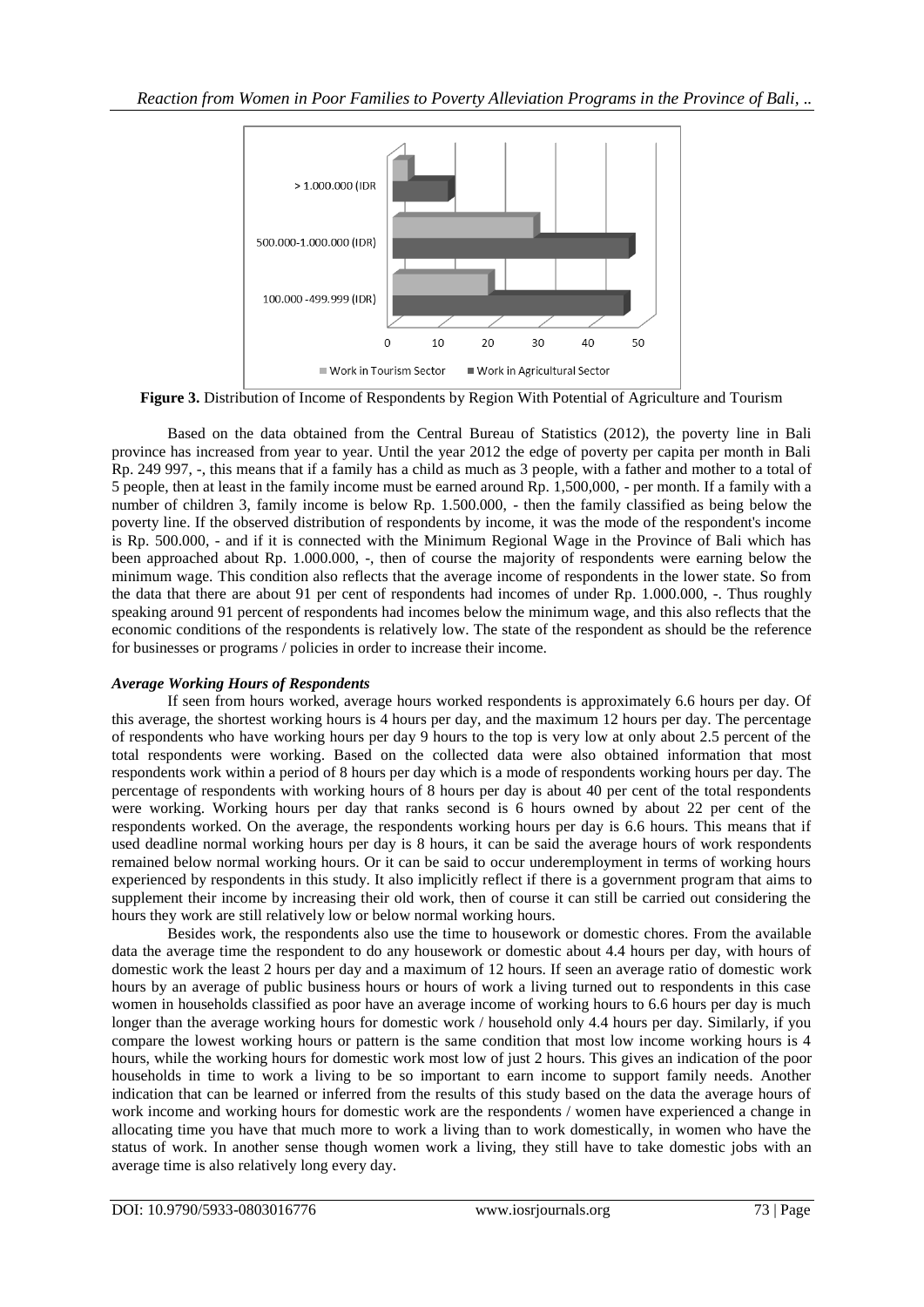**Figure 3.** Distribution of Income of Respondents by Region With Potential of Agriculture and Tourism

Based on the data obtained from the Central Bureau of Statistics (2012), the poverty line in Bali province has increased from year to year. Until the year 2012 the edge of poverty per capita per month in Bali Rp. 249 997, -, this means that if a family has a child as much as 3 people, with a father and mother to a total of 5 people, then at least in the family income must be earned around Rp. 1,500,000, - per month. If a family with a number of children 3, family income is below Rp. 1.500.000, - then the family classified as being below the poverty line. If the observed distribution of respondents by income, it was the mode of the respondent's income is Rp. 500.000, - and if it is connected with the Minimum Regional Wage in the Province of Bali which has been approached about Rp. 1.000.000, -, then of course the majority of respondents were earning below the minimum wage. This condition also reflects that the average income of respondents in the lower state. So from the data that there are about 91 per cent of respondents had incomes of under Rp. 1.000.000, -. Thus roughly speaking around 91 percent of respondents had incomes below the minimum wage, and this also reflects that the economic conditions of the respondents is relatively low. The state of the respondent as should be the reference for businesses or programs / policies in order to increase their income.

### *Average Working Hours of Respondents*

If seen from hours worked, average hours worked respondents is approximately 6.6 hours per day. Of this average, the shortest working hours is 4 hours per day, and the maximum 12 hours per day. The percentage of respondents who have working hours per day 9 hours to the top is very low at only about 2.5 percent of the total respondents were working. Based on the collected data were also obtained information that most respondents work within a period of 8 hours per day which is a mode of respondents working hours per day. The percentage of respondents with working hours of 8 hours per day is about 40 per cent of the total respondents were working. Working hours per day that ranks second is 6 hours owned by about 22 per cent of the respondents worked. On the average, the respondents working hours per day is 6.6 hours. This means that if used deadline normal working hours per day is 8 hours, it can be said the average hours of work respondents remained below normal working hours. Or it can be said to occur underemployment in terms of working hours experienced by respondents in this study. It also implicitly reflect if there is a government program that aims to supplement their income by increasing their old work, then of course it can still be carried out considering the hours they work are still relatively low or below normal working hours.

Besides work, the respondents also use the time to housework or domestic chores. From the available data the average time the respondent to do any housework or domestic about 4.4 hours per day, with hours of domestic work the least 2 hours per day and a maximum of 12 hours. If seen an average ratio of domestic work hours by an average of public business hours or hours of work a living turned out to respondents in this case women in households classified as poor have an average income of working hours to 6.6 hours per day is much longer than the average working hours for domestic work / household only 4.4 hours per day. Similarly, if you compare the lowest working hours or pattern is the same condition that most low income working hours is 4 hours, while the working hours for domestic work most low of just 2 hours. This gives an indication of the poor households in time to work a living to be so important to earn income to support family needs. Another indication that can be learned or inferred from the results of this study based on the data the average hours of work income and working hours for domestic work are the respondents / women have experienced a change in allocating time you have that much more to work a living than to work domestically, in women who have the status of work. In another sense though women work a living, they still have to take domestic jobs with an average time is also relatively long every day.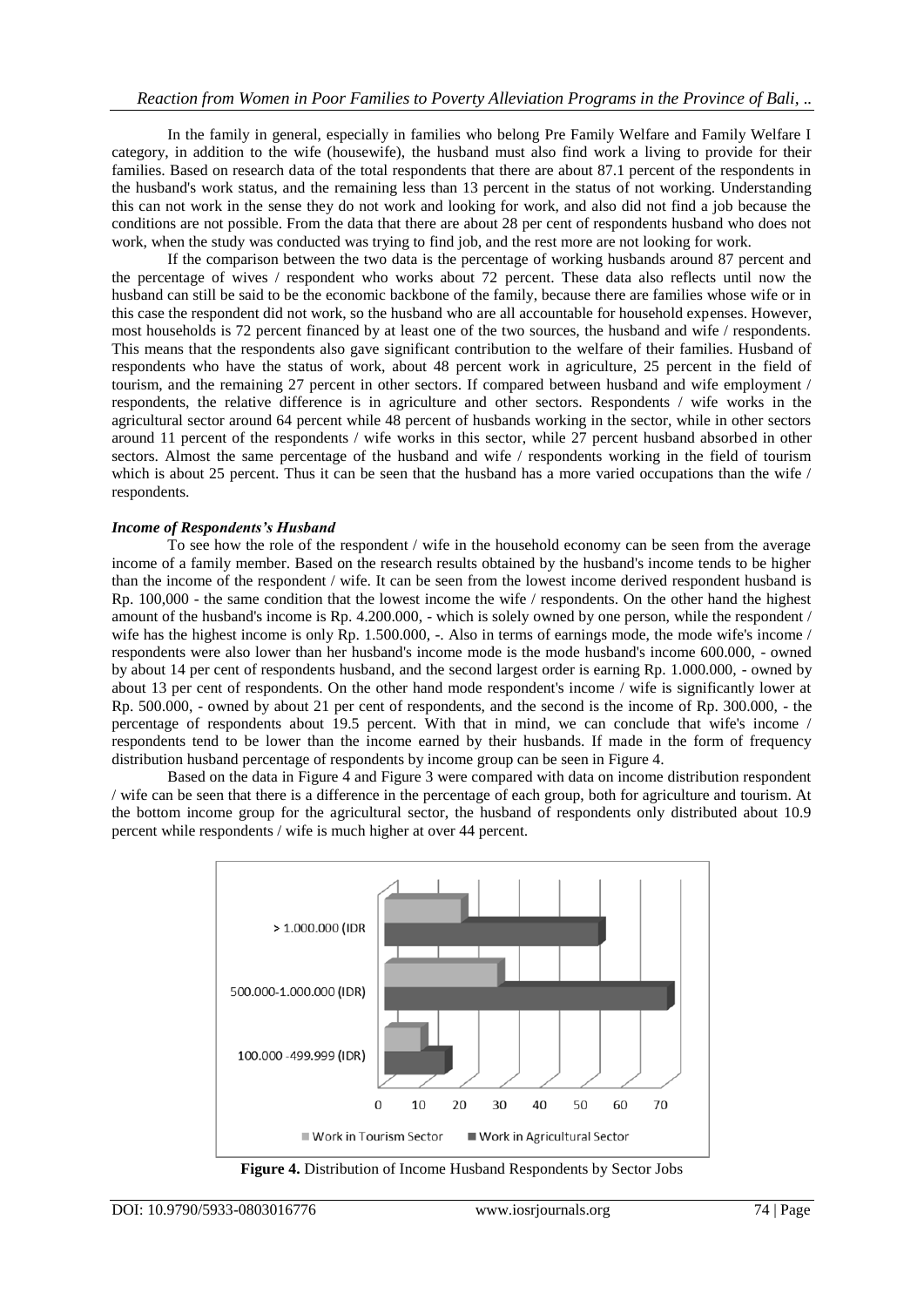In the family in general, especially in families who belong Pre Family Welfare and Family Welfare I category, in addition to the wife (housewife), the husband must also find work a living to provide for their families. Based on research data of the total respondents that there are about 87.1 percent of the respondents in the husband's work status, and the remaining less than 13 percent in the status of not working. Understanding this can not work in the sense they do not work and looking for work, and also did not find a job because the conditions are not possible. From the data that there are about 28 per cent of respondents husband who does not work, when the study was conducted was trying to find job, and the rest more are not looking for work.

If the comparison between the two data is the percentage of working husbands around 87 percent and the percentage of wives / respondent who works about 72 percent. These data also reflects until now the husband can still be said to be the economic backbone of the family, because there are families whose wife or in this case the respondent did not work, so the husband who are all accountable for household expenses. However, most households is 72 percent financed by at least one of the two sources, the husband and wife / respondents. This means that the respondents also gave significant contribution to the welfare of their families. Husband of respondents who have the status of work, about 48 percent work in agriculture, 25 percent in the field of tourism, and the remaining 27 percent in other sectors. If compared between husband and wife employment / respondents, the relative difference is in agriculture and other sectors. Respondents / wife works in the agricultural sector around 64 percent while 48 percent of husbands working in the sector, while in other sectors around 11 percent of the respondents / wife works in this sector, while 27 percent husband absorbed in other sectors. Almost the same percentage of the husband and wife / respondents working in the field of tourism which is about 25 percent. Thus it can be seen that the husband has a more varied occupations than the wife / respondents.

### *Income of Respondents's Husband*

To see how the role of the respondent / wife in the household economy can be seen from the average income of a family member. Based on the research results obtained by the husband's income tends to be higher than the income of the respondent / wife. It can be seen from the lowest income derived respondent husband is Rp. 100,000 - the same condition that the lowest income the wife / respondents. On the other hand the highest amount of the husband's income is Rp. 4.200.000, - which is solely owned by one person, while the respondent / wife has the highest income is only Rp. 1.500.000, -. Also in terms of earnings mode, the mode wife's income / respondents were also lower than her husband's income mode is the mode husband's income 600.000, - owned by about 14 per cent of respondents husband, and the second largest order is earning Rp. 1.000.000, - owned by about 13 per cent of respondents. On the other hand mode respondent's income / wife is significantly lower at Rp. 500.000, - owned by about 21 per cent of respondents, and the second is the income of Rp. 300.000, - the percentage of respondents about 19.5 percent. With that in mind, we can conclude that wife's income / respondents tend to be lower than the income earned by their husbands. If made in the form of frequency distribution husband percentage of respondents by income group can be seen in Figure 4.

Based on the data in Figure 4 and Figure 3 were compared with data on income distribution respondent / wife can be seen that there is a difference in the percentage of each group, both for agriculture and tourism. At the bottom income group for the agricultural sector, the husband of respondents only distributed about 10.9 percent while respondents / wife is much higher at over 44 percent.

**Figure 4.** Distribution of Income Husband Respondents by Sector Jobs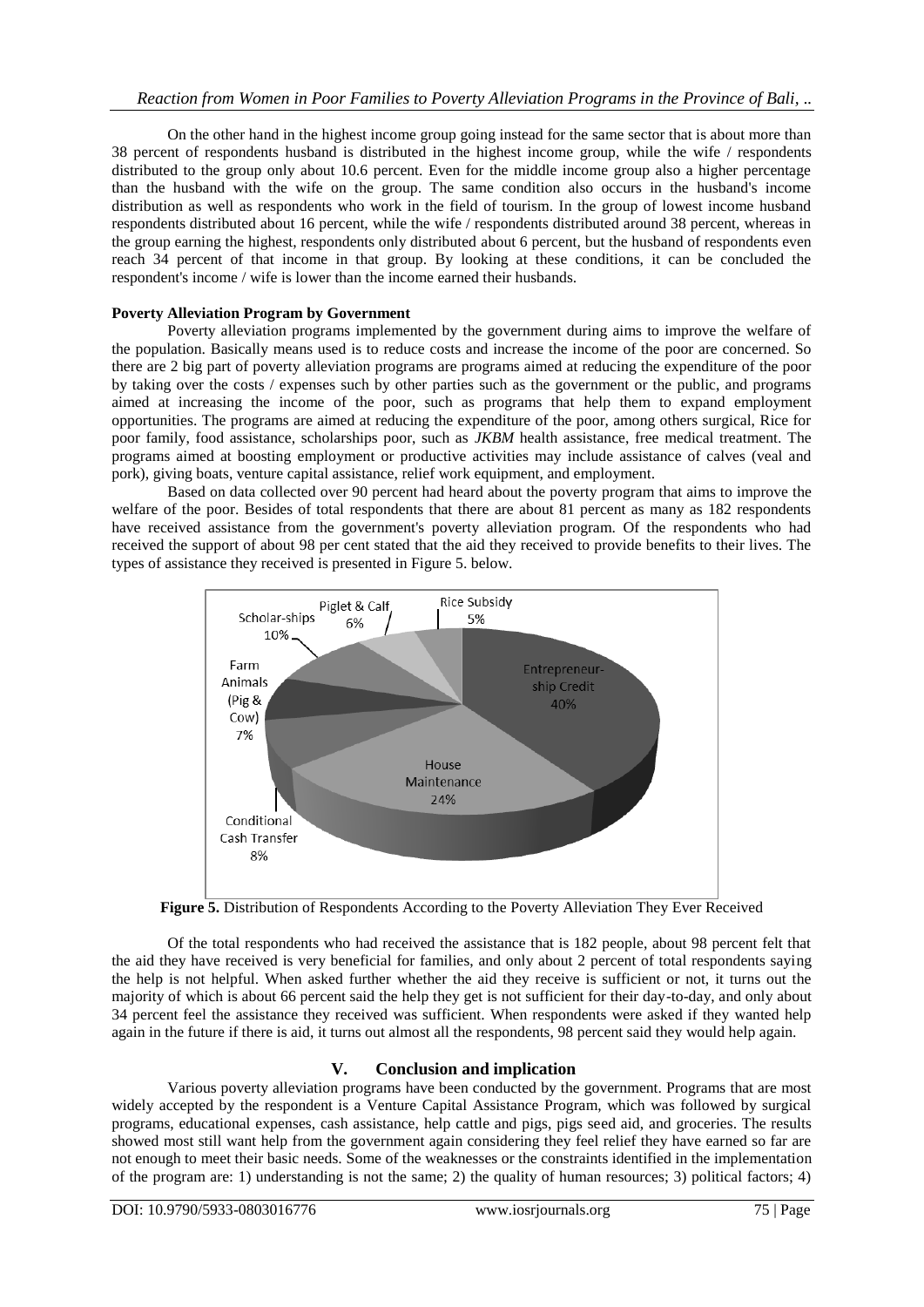On the other hand in the highest income group going instead for the same sector that is about more than 38 percent of respondents husband is distributed in the highest income group, while the wife / respondents distributed to the group only about 10.6 percent. Even for the middle income group also a higher percentage than the husband with the wife on the group. The same condition also occurs in the husband's income distribution as well as respondents who work in the field of tourism. In the group of lowest income husband respondents distributed about 16 percent, while the wife / respondents distributed around 38 percent, whereas in the group earning the highest, respondents only distributed about 6 percent, but the husband of respondents even reach 34 percent of that income in that group. By looking at these conditions, it can be concluded the respondent's income / wife is lower than the income earned their husbands.

**Poverty Alleviation Program by Government**

Poverty alleviation programs implemented by the government during aims to improve the welfare of the population. Basically means used is to reduce costs and increase the income of the poor are concerned. So there are 2 big part of poverty alleviation programs are programs aimed at reducing the expenditure of the poor by taking over the costs / expenses such by other parties such as the government or the public, and programs aimed at increasing the income of the poor, such as programs that help them to expand employment opportunities. The programs are aimed at reducing the expenditure of the poor, among others surgical, Rice for poor family, food assistance, scholarships poor, such as *JKBM* health assistance, free medical treatment. The programs aimed at boosting employment or productive activities may include assistance of calves (veal and pork), giving boats, venture capital assistance, relief work equipment, and employment.

Based on data collected over 90 percent had heard about the poverty program that aims to improve the welfare of the poor. Besides of total respondents that there are about 81 percent as many as 182 respondents have received assistance from the government's poverty alleviation program. Of the respondents who had received the support of about 98 per cent stated that the aid they received to provide benefits to their lives. The types of assistance they received is presented in Figure 5. below.

**Figure 5.** Distribution of Respondents According to the Poverty Alleviation They Ever Received

Of the total respondents who had received the assistance that is 182 people, about 98 percent felt that the aid they have received is very beneficial for families, and only about 2 percent of total respondents saying the help is not helpful. When asked further whether the aid they receive is sufficient or not, it turns out the majority of which is about 66 percent said the help they get is not sufficient for their day-to-day, and only about 34 percent feel the assistance they received was sufficient. When respondents were asked if they wanted help again in the future if there is aid, it turns out almost all the respondents, 98 percent said they would help again.

## V. Conclusion and implication

Various poverty alleviation programs have been conducted by the government. Programs that are most widely accepted by the respondent is a Venture Capital Assistance Program, which was followed by surgical programs, educational expenses, cash assistance, help cattle and pigs, pigs seed aid, and groceries. The results showed most still want help from the government again considering they feel relief they have earned so far are not enough to meet their basic needs. Some of the weaknesses or the constraints identified in the implementation of the program are: 1) understanding is not the same; 2) the quality of human resources; 3) political factors; 4)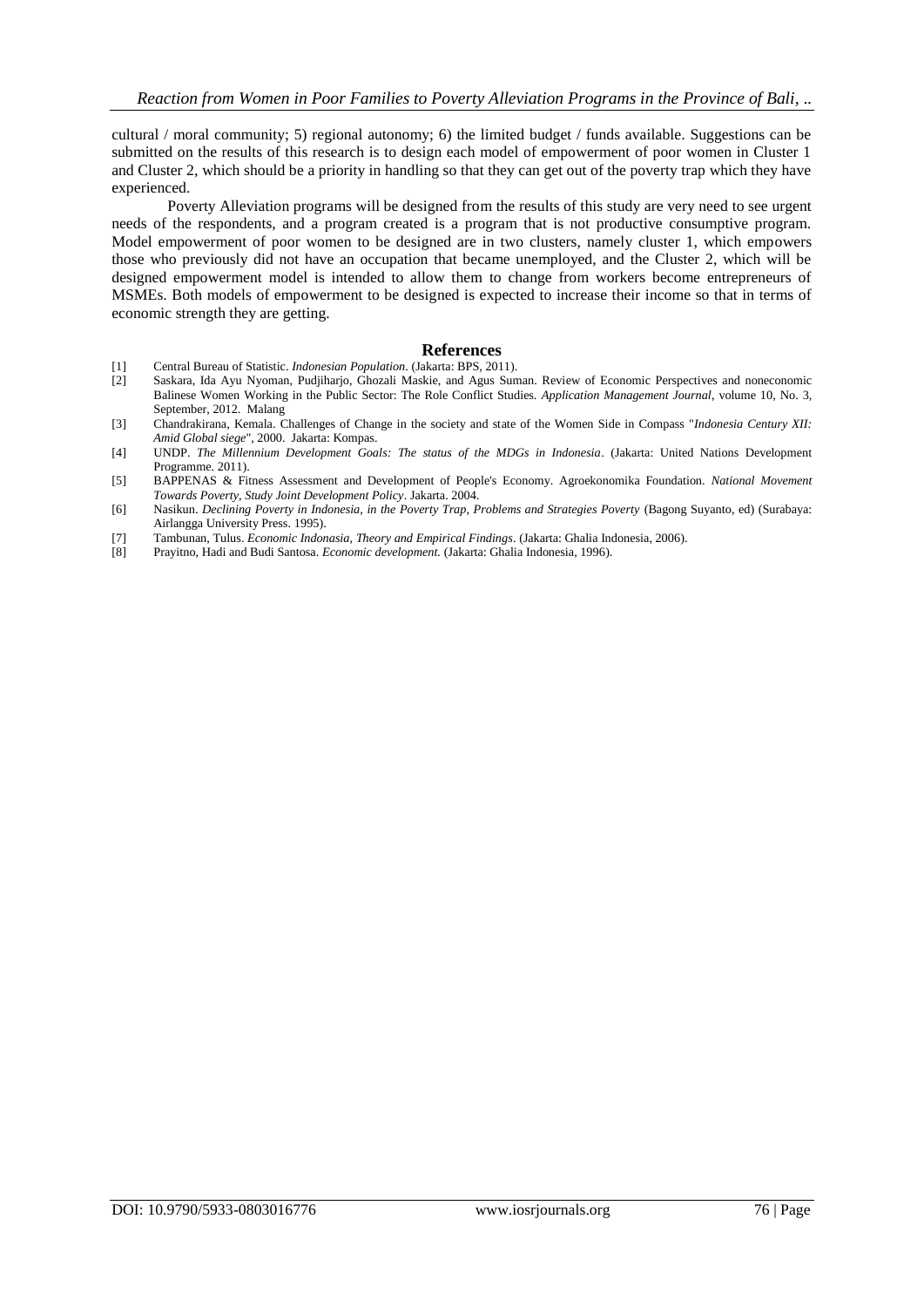cultural / moral community; 5) regional autonomy; 6) the limited budget / funds available. Suggestions can be submitted on the results of this research is to design each model of empowerment of poor women in Cluster 1 and Cluster 2, which should be a priority in handling so that they can get out of the poverty trap which they have experienced.

Poverty Alleviation programs will be designed from the results of this study are very need to see urgent needs of the respondents, and a program created is a program that is not productive consumptive program. Model empowerment of poor women to be designed are in two clusters, namely cluster 1, which empowers those who previously did not have an occupation that became unemployed, and the Cluster 2, which will be designed empowerment model is intended to allow them to change from workers become entrepreneurs of MSMEs. Both models of empowerment to be designed is expected to increase their income so that in terms of economic strength they are getting.

## References

[1] Central Bureau of Statistic. *Indonesian Population*. (Jakarta: BPS, 2011).

[2] Saskara, Ida Ayu Nyoman, Pudjiharjo, Ghozali Maskie, and Agus Suman. Review of Economic Perspectives and noneconomic Balinese Women Working in the Public Sector: The Role Conflict Studies. *Application Management Journal*, volume 10, No. 3, September, 2012. Malang

[3] Chandrakirana, Kemala. Challenges of Change in the society and state of the Women Side in Compass "*Indonesia Century XII: Amid Global siege*", 2000. Jakarta: Kompas.

[4] UNDP. *The Millennium Development Goals: The status of the MDGs in Indonesia*. (Jakarta: United Nations Development Programme. 2011).

[5] BAPPENAS & Fitness Assessment and Development of People's Economy. Agroekonomika Foundation. *National Movement Towards Poverty, Study Joint Development Policy*. Jakarta. 2004.

[6] Nasikun. *Declining Poverty in Indonesia, in the Poverty Trap, Problems and Strategies Poverty* (Bagong Suyanto, ed) (Surabaya: Airlangga University Press. 1995).

[7] Tambunan, Tulus. *Economic Indonasia, Theory and Empirical Findings*. (Jakarta: Ghalia Indonesia, 2006).

[8] Prayitno, Hadi and Budi Santosa. *Economic development.* (Jakarta: Ghalia Indonesia, 1996).